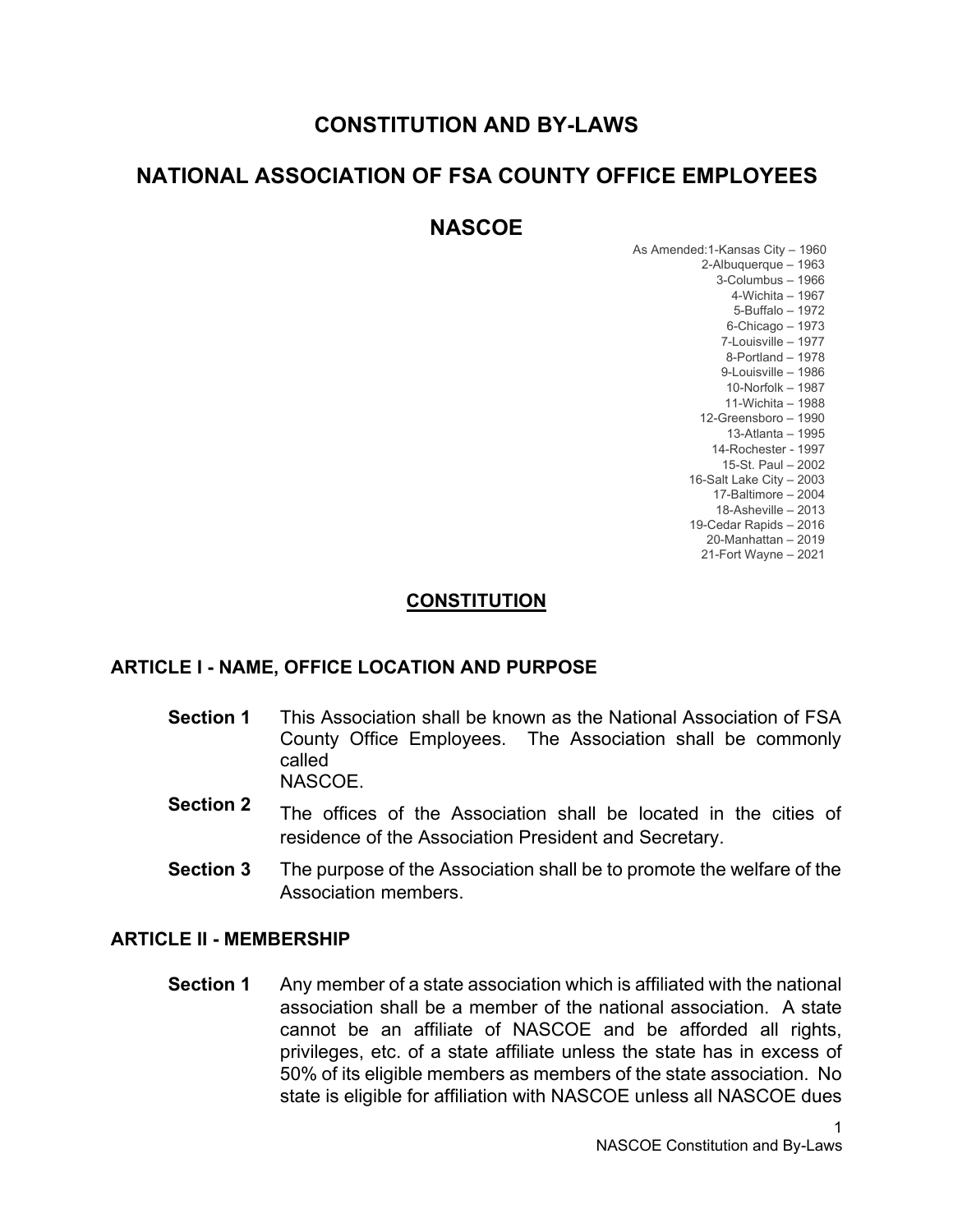# CONSTITUTION AND BY-LAWS

# NATIONAL ASSOCIATION OF FSA COUNTY OFFICE EMPLOYEES

# NASCOE

As Amended:1-Kansas City – 1960
2-Albuquerque – 1963
3-Columbus – 1966
4-Wichita – 1967
5-Buffalo – 1972
6-Chicago – 1973
7-Louisville – 1977
8-Portland – 1978
9-Louisville – 1986
10-Norfolk – 1987
11-Wichita – 1988
12-Greensboro – 1990
13-Atlanta – 1995
14-Rochester - 1997
15-St. Paul – 2002
16-Salt Lake City – 2003
17-Baltimore – 2004
18-Asheville – 2013
19-Cedar Rapids – 2016
20-Manhattan – 2019
21-Fort Wayne – 2021

## CONSTITUTION

### ARTICLE I - NAME, OFFICE LOCATION AND PURPOSE

**Section 1** This Association shall be known as the National Association of FSA County Office Employees. The Association shall be commonly called NASCOE.

**Section 2** The offices of the Association shall be located in the cities of residence of the Association President and Secretary.

**Section 3** The purpose of the Association shall be to promote the welfare of the Association members.

### ARTICLE II - MEMBERSHIP

**Section 1** Any member of a state association which is affiliated with the national association shall be a member of the national association. A state cannot be an affiliate of NASCOE and be afforded all rights, privileges, etc. of a state affiliate unless the state has in excess of 50% of its eligible members as members of the state association. No state is eligible for affiliation with NASCOE unless all NASCOE dues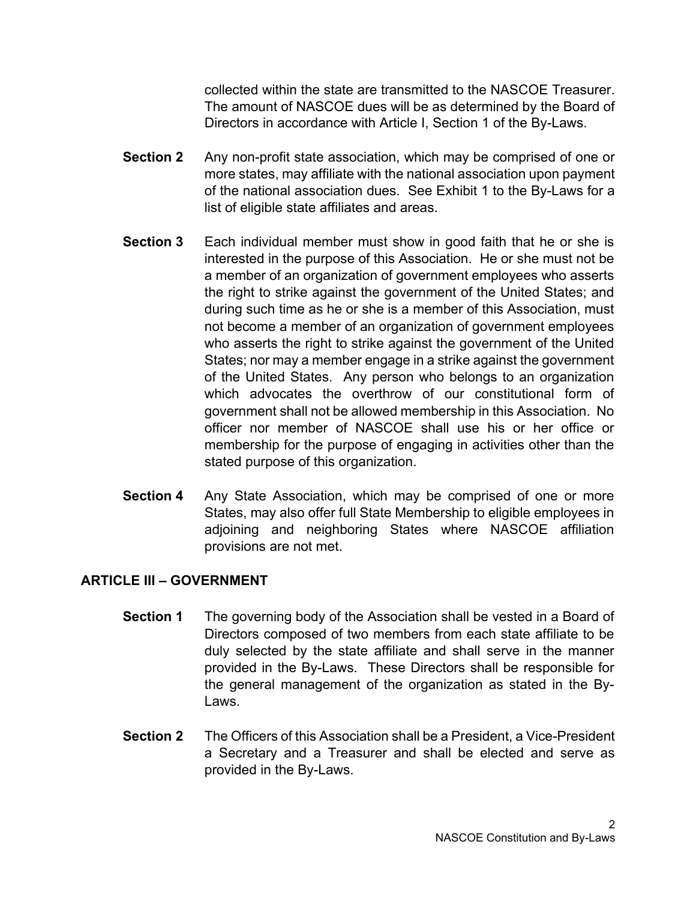collected within the state are transmitted to the NASCOE Treasurer. The amount of NASCOE dues will be as determined by the Board of Directors in accordance with Article I, Section 1 of the By-Laws.

**Section 2** Any non-profit state association, which may be comprised of one or more states, may affiliate with the national association upon payment of the national association dues. See Exhibit 1 to the By-Laws for a list of eligible state affiliates and areas.

**Section 3** Each individual member must show in good faith that he or she is interested in the purpose of this Association. He or she must not be a member of an organization of government employees who asserts the right to strike against the government of the United States; and during such time as he or she is a member of this Association, must not become a member of an organization of government employees who asserts the right to strike against the government of the United States; nor may a member engage in a strike against the government of the United States. Any person who belongs to an organization which advocates the overthrow of our constitutional form of government shall not be allowed membership in this Association. No officer nor member of NASCOE shall use his or her office or membership for the purpose of engaging in activities other than the stated purpose of this organization.

**Section 4** Any State Association, which may be comprised of one or more States, may also offer full State Membership to eligible employees in adjoining and neighboring States where NASCOE affiliation provisions are not met.

## ARTICLE III – GOVERNMENT

**Section 1** The governing body of the Association shall be vested in a Board of Directors composed of two members from each state affiliate to be duly selected by the state affiliate and shall serve in the manner provided in the By-Laws. These Directors shall be responsible for the general management of the organization as stated in the By-Laws.

**Section 2** The Officers of this Association shall be a President, a Vice-President a Secretary and a Treasurer and shall be elected and serve as provided in the By-Laws.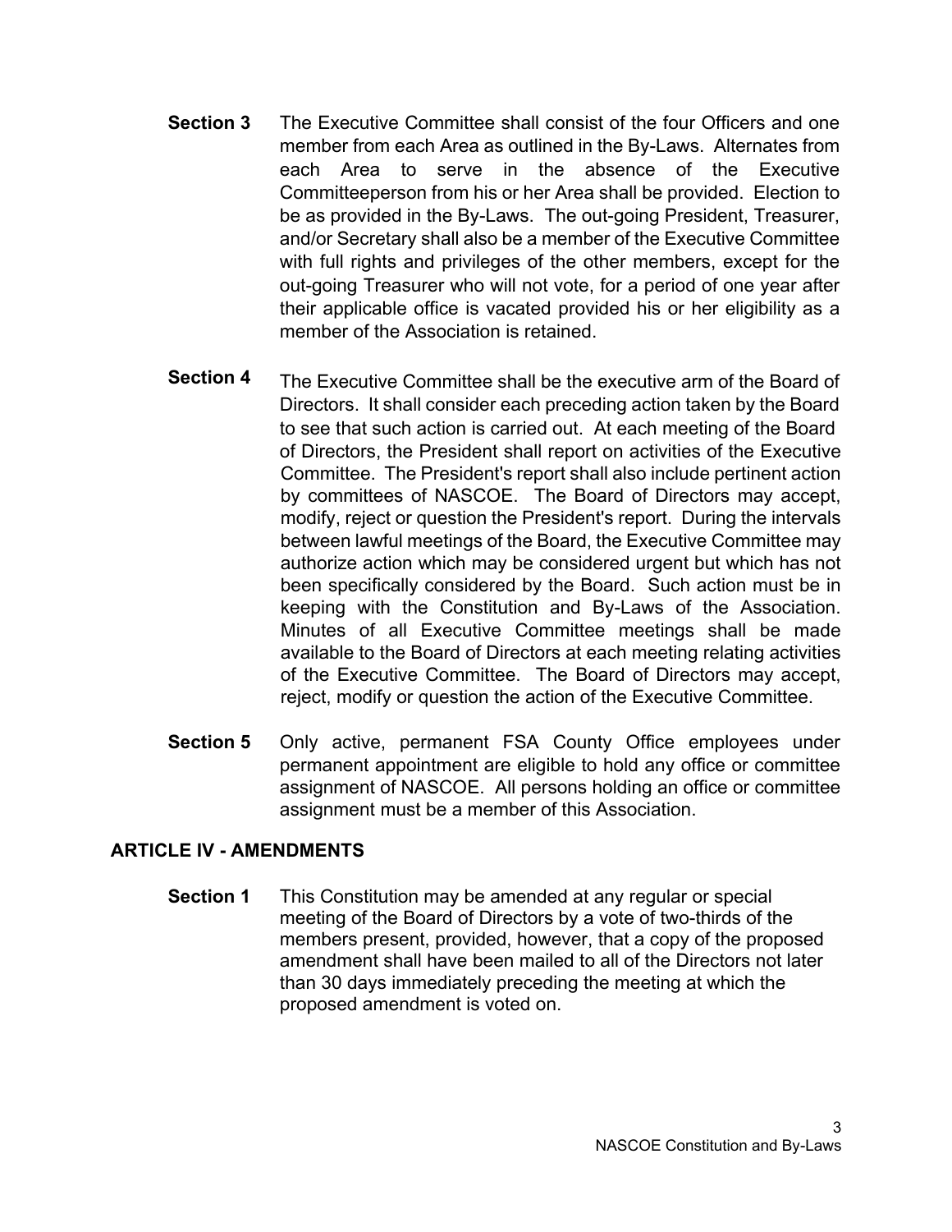**Section 3** The Executive Committee shall consist of the four Officers and one member from each Area as outlined in the By-Laws. Alternates from each Area to serve in the absence of the Executive Committeeperson from his or her Area shall be provided. Election to be as provided in the By-Laws. The out-going President, Treasurer, and/or Secretary shall also be a member of the Executive Committee with full rights and privileges of the other members, except for the out-going Treasurer who will not vote, for a period of one year after their applicable office is vacated provided his or her eligibility as a member of the Association is retained.

**Section 4** The Executive Committee shall be the executive arm of the Board of Directors. It shall consider each preceding action taken by the Board to see that such action is carried out. At each meeting of the Board of Directors, the President shall report on activities of the Executive Committee. The President's report shall also include pertinent action by committees of NASCOE. The Board of Directors may accept, modify, reject or question the President's report. During the intervals between lawful meetings of the Board, the Executive Committee may authorize action which may be considered urgent but which has not been specifically considered by the Board. Such action must be in keeping with the Constitution and By-Laws of the Association. Minutes of all Executive Committee meetings shall be made available to the Board of Directors at each meeting relating activities of the Executive Committee. The Board of Directors may accept, reject, modify or question the action of the Executive Committee.

**Section 5** Only active, permanent FSA County Office employees under permanent appointment are eligible to hold any office or committee assignment of NASCOE. All persons holding an office or committee assignment must be a member of this Association.

## ARTICLE IV - AMENDMENTS

**Section 1** This Constitution may be amended at any regular or special meeting of the Board of Directors by a vote of two-thirds of the members present, provided, however, that a copy of the proposed amendment shall have been mailed to all of the Directors not later than 30 days immediately preceding the meeting at which the proposed amendment is voted on.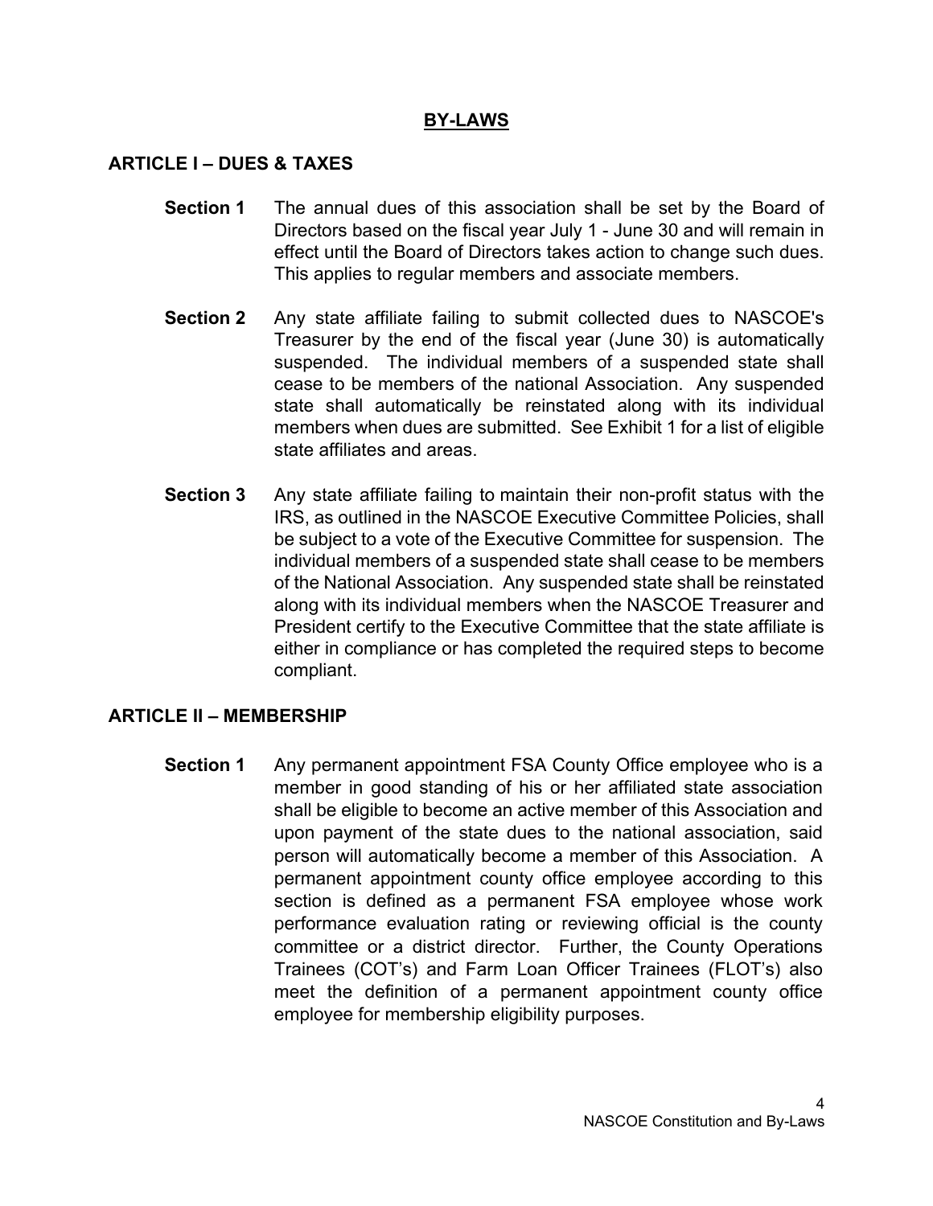# BY-LAWS

## ARTICLE I – DUES & TAXES

**Section 1** The annual dues of this association shall be set by the Board of Directors based on the fiscal year July 1 - June 30 and will remain in effect until the Board of Directors takes action to change such dues. This applies to regular members and associate members.

**Section 2** Any state affiliate failing to submit collected dues to NASCOE's Treasurer by the end of the fiscal year (June 30) is automatically suspended. The individual members of a suspended state shall cease to be members of the national Association. Any suspended state shall automatically be reinstated along with its individual members when dues are submitted. See Exhibit 1 for a list of eligible state affiliates and areas.

**Section 3** Any state affiliate failing to maintain their non-profit status with the IRS, as outlined in the NASCOE Executive Committee Policies, shall be subject to a vote of the Executive Committee for suspension. The individual members of a suspended state shall cease to be members of the National Association. Any suspended state shall be reinstated along with its individual members when the NASCOE Treasurer and President certify to the Executive Committee that the state affiliate is either in compliance or has completed the required steps to become compliant.

## ARTICLE II – MEMBERSHIP

**Section 1** Any permanent appointment FSA County Office employee who is a member in good standing of his or her affiliated state association shall be eligible to become an active member of this Association and upon payment of the state dues to the national association, said person will automatically become a member of this Association. A permanent appointment county office employee according to this section is defined as a permanent FSA employee whose work performance evaluation rating or reviewing official is the county committee or a district director. Further, the County Operations Trainees (COT's) and Farm Loan Officer Trainees (FLOT's) also meet the definition of a permanent appointment county office employee for membership eligibility purposes.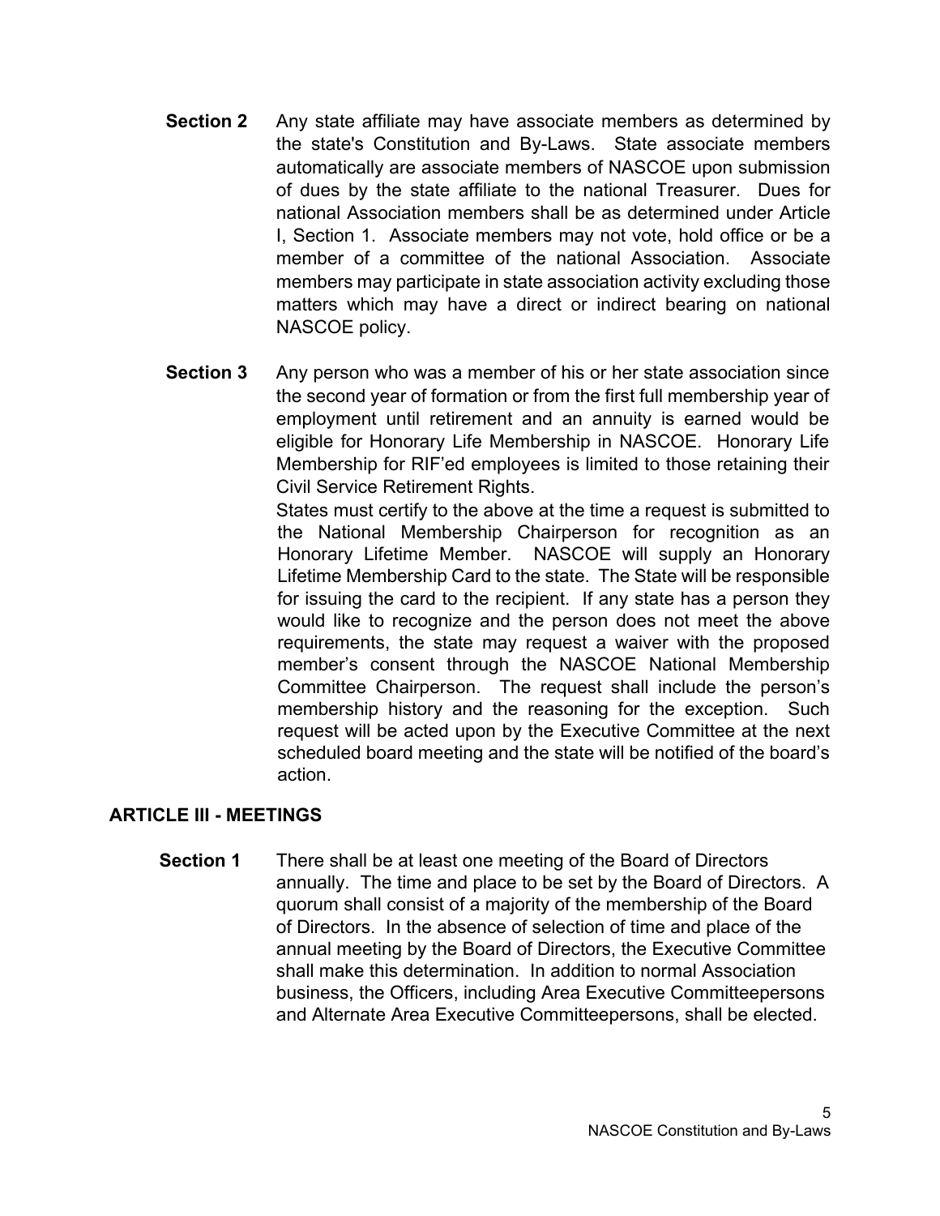**Section 2** Any state affiliate may have associate members as determined by the state's Constitution and By-Laws. State associate members automatically are associate members of NASCOE upon submission of dues by the state affiliate to the national Treasurer. Dues for national Association members shall be as determined under Article I, Section 1. Associate members may not vote, hold office or be a member of a committee of the national Association. Associate members may participate in state association activity excluding those matters which may have a direct or indirect bearing on national NASCOE policy.

**Section 3** Any person who was a member of his or her state association since the second year of formation or from the first full membership year of employment until retirement and an annuity is earned would be eligible for Honorary Life Membership in NASCOE. Honorary Life Membership for RIF'ed employees is limited to those retaining their Civil Service Retirement Rights.

States must certify to the above at the time a request is submitted to the National Membership Chairperson for recognition as an Honorary Lifetime Member. NASCOE will supply an Honorary Lifetime Membership Card to the state. The State will be responsible for issuing the card to the recipient. If any state has a person they would like to recognize and the person does not meet the above requirements, the state may request a waiver with the proposed member's consent through the NASCOE National Membership Committee Chairperson. The request shall include the person's membership history and the reasoning for the exception. Such request will be acted upon by the Executive Committee at the next scheduled board meeting and the state will be notified of the board's action.

## ARTICLE III - MEETINGS

**Section 1** There shall be at least one meeting of the Board of Directors annually. The time and place to be set by the Board of Directors. A quorum shall consist of a majority of the membership of the Board of Directors. In the absence of selection of time and place of the annual meeting by the Board of Directors, the Executive Committee shall make this determination. In addition to normal Association business, the Officers, including Area Executive Committeepersons and Alternate Area Executive Committeepersons, shall be elected.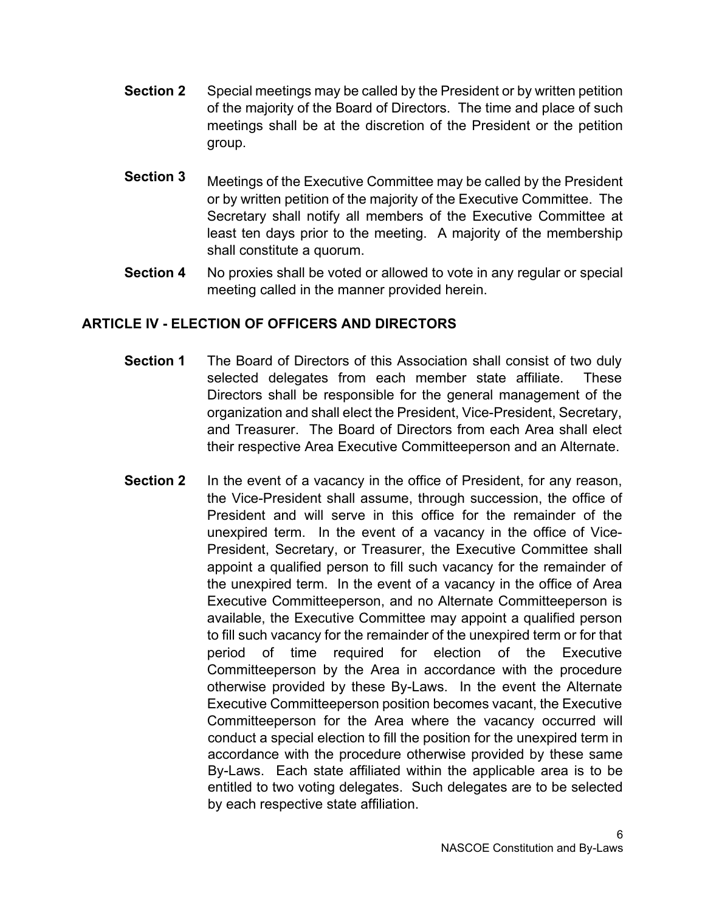**Section 2** Special meetings may be called by the President or by written petition of the majority of the Board of Directors. The time and place of such meetings shall be at the discretion of the President or the petition group.

**Section 3** Meetings of the Executive Committee may be called by the President or by written petition of the majority of the Executive Committee. The Secretary shall notify all members of the Executive Committee at least ten days prior to the meeting. A majority of the membership shall constitute a quorum.

**Section 4** No proxies shall be voted or allowed to vote in any regular or special meeting called in the manner provided herein.

## ARTICLE IV - ELECTION OF OFFICERS AND DIRECTORS

**Section 1** The Board of Directors of this Association shall consist of two duly selected delegates from each member state affiliate. These Directors shall be responsible for the general management of the organization and shall elect the President, Vice-President, Secretary, and Treasurer. The Board of Directors from each Area shall elect their respective Area Executive Committeeperson and an Alternate.

**Section 2** In the event of a vacancy in the office of President, for any reason, the Vice-President shall assume, through succession, the office of President and will serve in this office for the remainder of the unexpired term. In the event of a vacancy in the office of Vice-President, Secretary, or Treasurer, the Executive Committee shall appoint a qualified person to fill such vacancy for the remainder of the unexpired term. In the event of a vacancy in the office of Area Executive Committeeperson, and no Alternate Committeeperson is available, the Executive Committee may appoint a qualified person to fill such vacancy for the remainder of the unexpired term or for that period of time required for election of the Executive Committeeperson by the Area in accordance with the procedure otherwise provided by these By-Laws. In the event the Alternate Executive Committeeperson position becomes vacant, the Executive Committeeperson for the Area where the vacancy occurred will conduct a special election to fill the position for the unexpired term in accordance with the procedure otherwise provided by these same By-Laws. Each state affiliated within the applicable area is to be entitled to two voting delegates. Such delegates are to be selected by each respective state affiliation.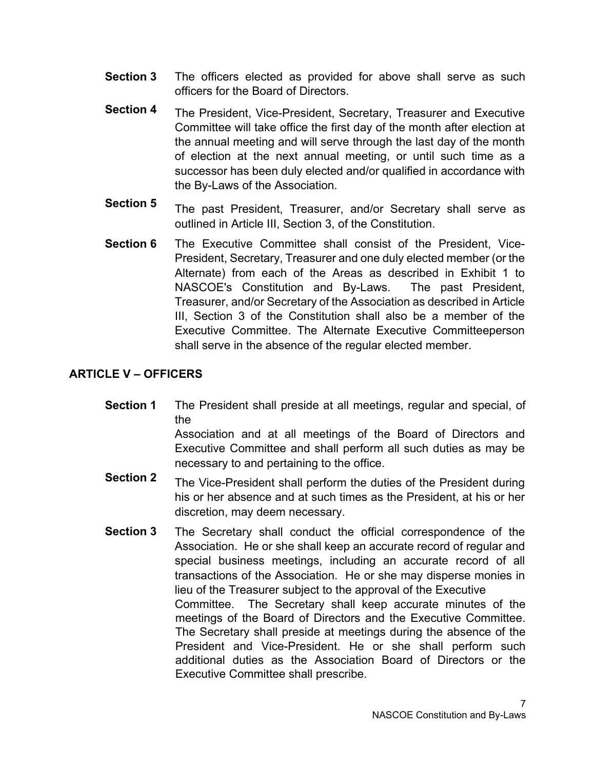**Section 3** The officers elected as provided for above shall serve as such officers for the Board of Directors.

**Section 4** The President, Vice-President, Secretary, Treasurer and Executive Committee will take office the first day of the month after election at the annual meeting and will serve through the last day of the month of election at the next annual meeting, or until such time as a successor has been duly elected and/or qualified in accordance with the By-Laws of the Association.

**Section 5** The past President, Treasurer, and/or Secretary shall serve as outlined in Article III, Section 3, of the Constitution.

**Section 6** The Executive Committee shall consist of the President, Vice-President, Secretary, Treasurer and one duly elected member (or the Alternate) from each of the Areas as described in Exhibit 1 to NASCOE's Constitution and By-Laws. The past President, Treasurer, and/or Secretary of the Association as described in Article III, Section 3 of the Constitution shall also be a member of the Executive Committee. The Alternate Executive Committeeperson shall serve in the absence of the regular elected member.

## ARTICLE V – OFFICERS

**Section 1** The President shall preside at all meetings, regular and special, of the Association and at all meetings of the Board of Directors and Executive Committee and shall perform all such duties as may be necessary to and pertaining to the office.

**Section 2** The Vice-President shall perform the duties of the President during his or her absence and at such times as the President, at his or her discretion, may deem necessary.

**Section 3** The Secretary shall conduct the official correspondence of the Association. He or she shall keep an accurate record of regular and special business meetings, including an accurate record of all transactions of the Association. He or she may disperse monies in lieu of the Treasurer subject to the approval of the Executive Committee. The Secretary shall keep accurate minutes of the meetings of the Board of Directors and the Executive Committee. The Secretary shall preside at meetings during the absence of the President and Vice-President. He or she shall perform such additional duties as the Association Board of Directors or the Executive Committee shall prescribe.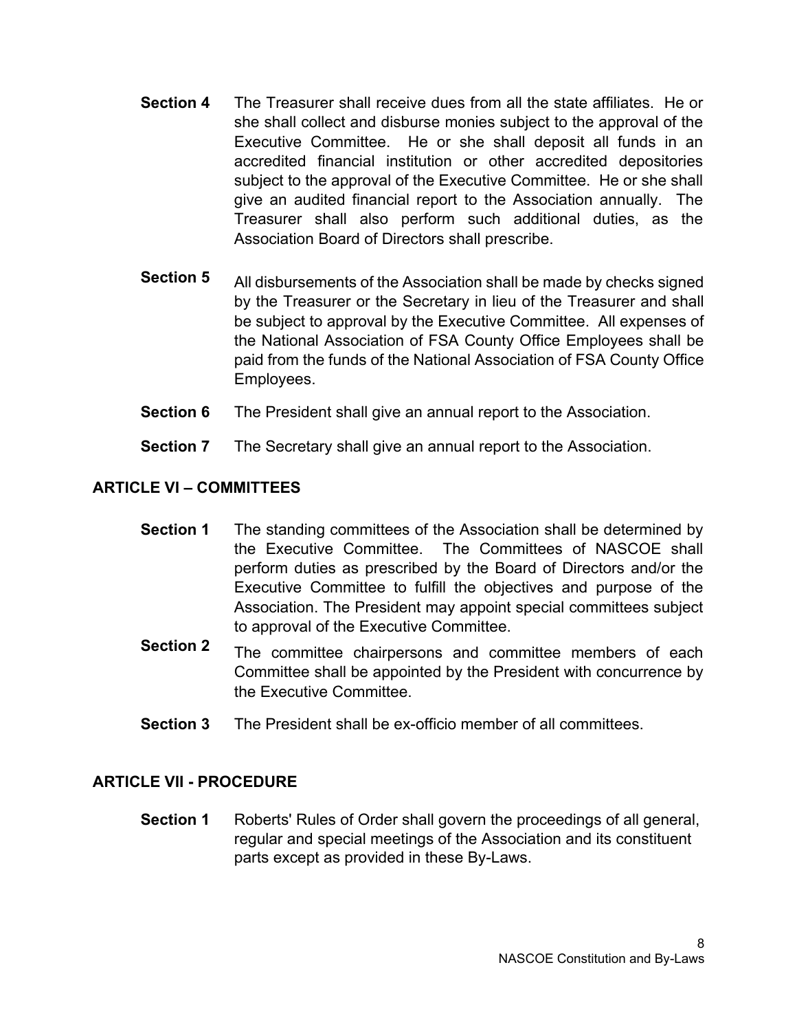**Section 4** The Treasurer shall receive dues from all the state affiliates. He or she shall collect and disburse monies subject to the approval of the Executive Committee. He or she shall deposit all funds in an accredited financial institution or other accredited depositories subject to the approval of the Executive Committee. He or she shall give an audited financial report to the Association annually. The Treasurer shall also perform such additional duties, as the Association Board of Directors shall prescribe.

**Section 5** All disbursements of the Association shall be made by checks signed by the Treasurer or the Secretary in lieu of the Treasurer and shall be subject to approval by the Executive Committee. All expenses of the National Association of FSA County Office Employees shall be paid from the funds of the National Association of FSA County Office Employees.

**Section 6** The President shall give an annual report to the Association.

**Section 7** The Secretary shall give an annual report to the Association.

## ARTICLE VI – COMMITTEES

**Section 1** The standing committees of the Association shall be determined by the Executive Committee. The Committees of NASCOE shall perform duties as prescribed by the Board of Directors and/or the Executive Committee to fulfill the objectives and purpose of the Association. The President may appoint special committees subject to approval of the Executive Committee.

**Section 2** The committee chairpersons and committee members of each Committee shall be appointed by the President with concurrence by the Executive Committee.

**Section 3** The President shall be ex-officio member of all committees.

## ARTICLE VII - PROCEDURE

**Section 1** Roberts' Rules of Order shall govern the proceedings of all general, regular and special meetings of the Association and its constituent parts except as provided in these By-Laws.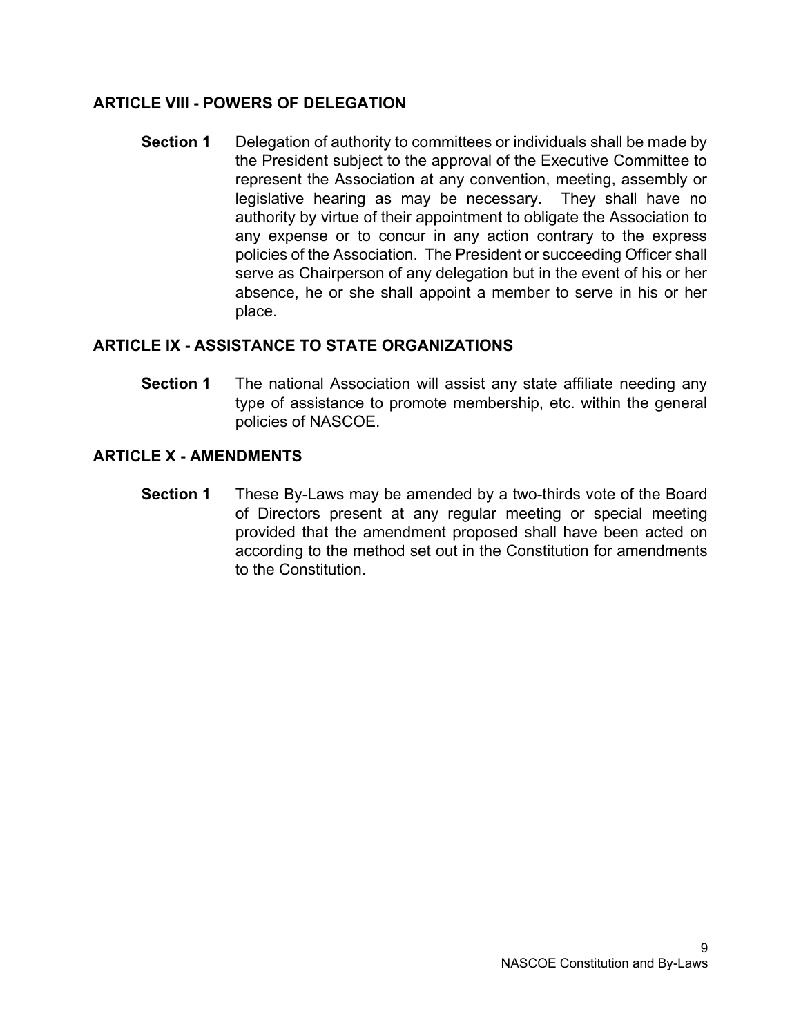## ARTICLE VIII - POWERS OF DELEGATION

**Section 1** Delegation of authority to committees or individuals shall be made by the President subject to the approval of the Executive Committee to represent the Association at any convention, meeting, assembly or legislative hearing as may be necessary. They shall have no authority by virtue of their appointment to obligate the Association to any expense or to concur in any action contrary to the express policies of the Association. The President or succeeding Officer shall serve as Chairperson of any delegation but in the event of his or her absence, he or she shall appoint a member to serve in his or her place.

## ARTICLE IX - ASSISTANCE TO STATE ORGANIZATIONS

**Section 1** The national Association will assist any state affiliate needing any type of assistance to promote membership, etc. within the general policies of NASCOE.

## ARTICLE X - AMENDMENTS

**Section 1** These By-Laws may be amended by a two-thirds vote of the Board of Directors present at any regular meeting or special meeting provided that the amendment proposed shall have been acted on according to the method set out in the Constitution for amendments to the Constitution.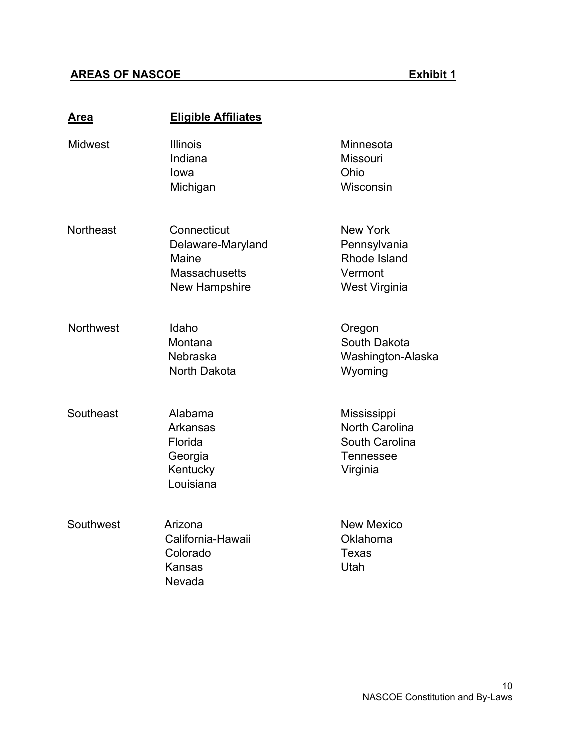**AREAS OF NASCOE** **Exhibit 1**

| Area | Eligible Affiliates | |
|---|---|---|
| Midwest | Illinois | Minnesota |
| | Indiana | Missouri |
| | Iowa | Ohio |
| | Michigan | Wisconsin |
| Northeast | Connecticut | New York |
| | Delaware-Maryland | Pennsylvania |
| | Maine | Rhode Island |
| | Massachusetts | Vermont |
| | New Hampshire | West Virginia |
| Northwest | Idaho | Oregon |
| | Montana | South Dakota |
| | Nebraska | Washington-Alaska |
| | North Dakota | Wyoming |
| Southeast | Alabama | Mississippi |
| | Arkansas | North Carolina |
| | Florida | South Carolina |
| | Georgia | Tennessee |
| | Kentucky | Virginia |
| | Louisiana | |
| Southwest | Arizona | New Mexico |
| | California-Hawaii | Oklahoma |
| | Colorado | Texas |
| | Kansas | Utah |
| | Nevada | |